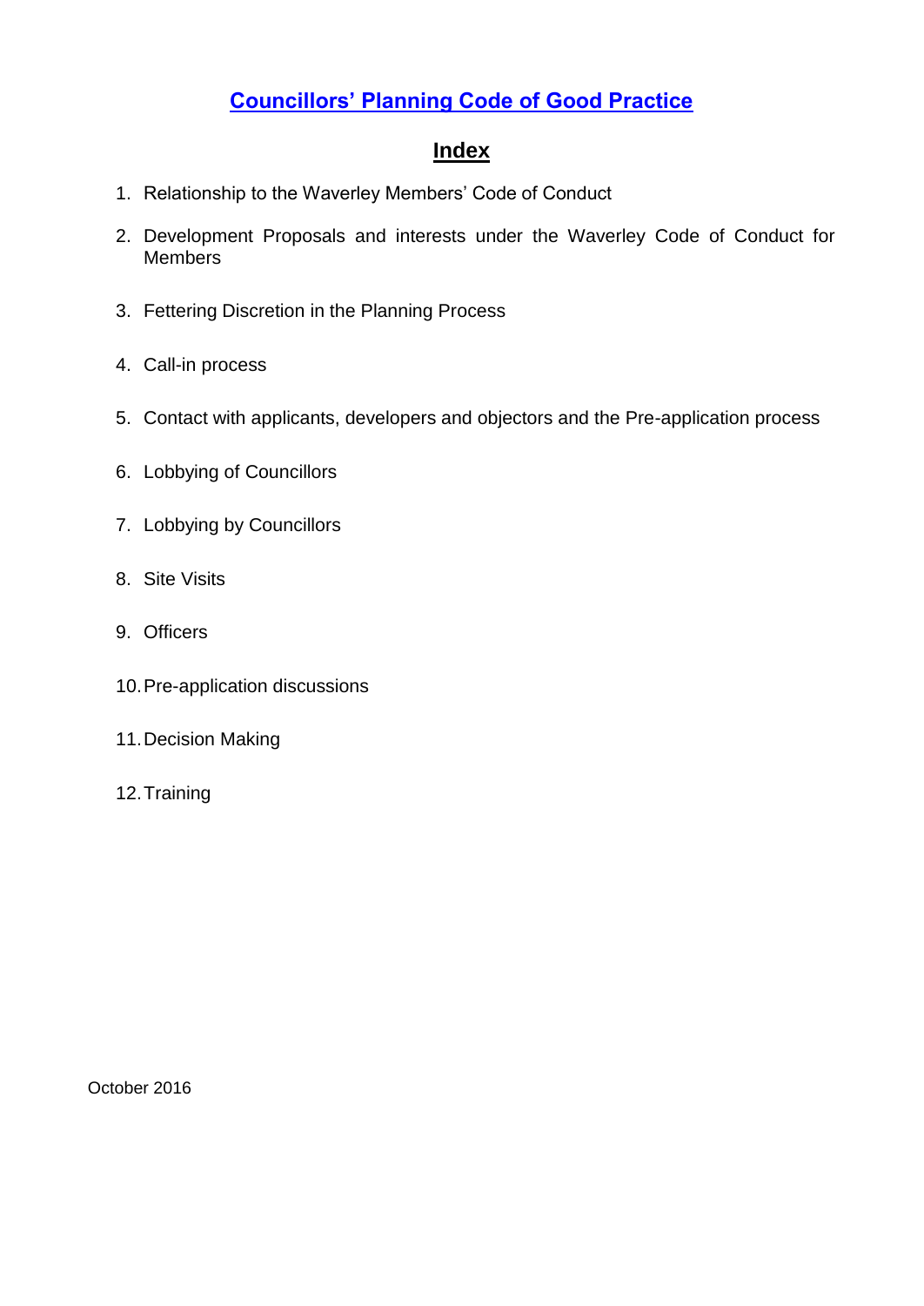# Councillors' Planning Code of Good Practice

## Index

1. Relationship to the Waverley Members' Code of Conduct
2. Development Proposals and interests under the Waverley Code of Conduct for Members
3. Fettering Discretion in the Planning Process
4. Call-in process
5. Contact with applicants, developers and objectors and the Pre-application process
6. Lobbying of Councillors
7. Lobbying by Councillors
8. Site Visits
9. Officers
10. Pre-application discussions
11. Decision Making
12. Training

October 2016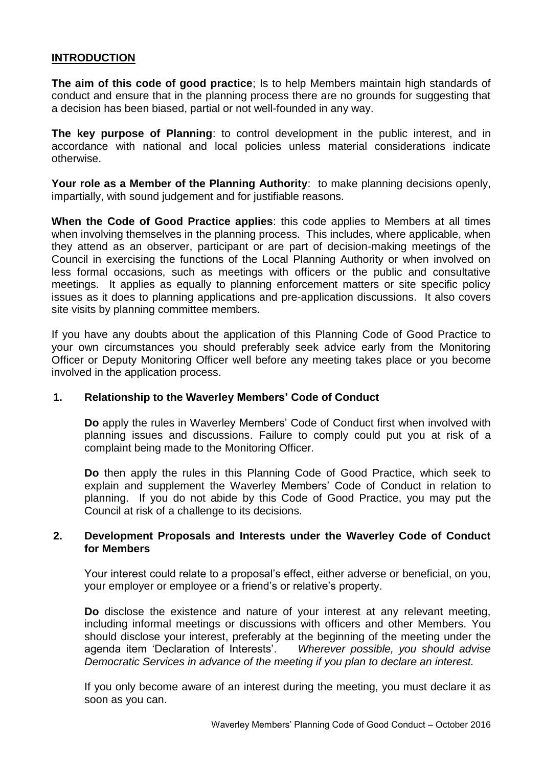## INTRODUCTION

**The aim of this code of good practice**; Is to help Members maintain high standards of conduct and ensure that in the planning process there are no grounds for suggesting that a decision has been biased, partial or not well-founded in any way.

**The key purpose of Planning**: to control development in the public interest, and in accordance with national and local policies unless material considerations indicate otherwise.

**Your role as a Member of the Planning Authority**: to make planning decisions openly, impartially, with sound judgement and for justifiable reasons.

**When the Code of Good Practice applies**: this code applies to Members at all times when involving themselves in the planning process. This includes, where applicable, when they attend as an observer, participant or are part of decision-making meetings of the Council in exercising the functions of the Local Planning Authority or when involved on less formal occasions, such as meetings with officers or the public and consultative meetings. It applies as equally to planning enforcement matters or site specific policy issues as it does to planning applications and pre-application discussions. It also covers site visits by planning committee members.

If you have any doubts about the application of this Planning Code of Good Practice to your own circumstances you should preferably seek advice early from the Monitoring Officer or Deputy Monitoring Officer well before any meeting takes place or you become involved in the application process.

### 1. Relationship to the Waverley Members' Code of Conduct

**Do** apply the rules in Waverley Members' Code of Conduct first when involved with planning issues and discussions. Failure to comply could put you at risk of a complaint being made to the Monitoring Officer.

**Do** then apply the rules in this Planning Code of Good Practice, which seek to explain and supplement the Waverley Members' Code of Conduct in relation to planning. If you do not abide by this Code of Good Practice, you may put the Council at risk of a challenge to its decisions.

### 2. Development Proposals and Interests under the Waverley Code of Conduct for Members

Your interest could relate to a proposal's effect, either adverse or beneficial, on you, your employer or employee or a friend's or relative's property.

**Do** disclose the existence and nature of your interest at any relevant meeting, including informal meetings or discussions with officers and other Members. You should disclose your interest, preferably at the beginning of the meeting under the agenda item 'Declaration of Interests'. *Wherever possible, you should advise Democratic Services in advance of the meeting if you plan to declare an interest.*

If you only become aware of an interest during the meeting, you must declare it as soon as you can.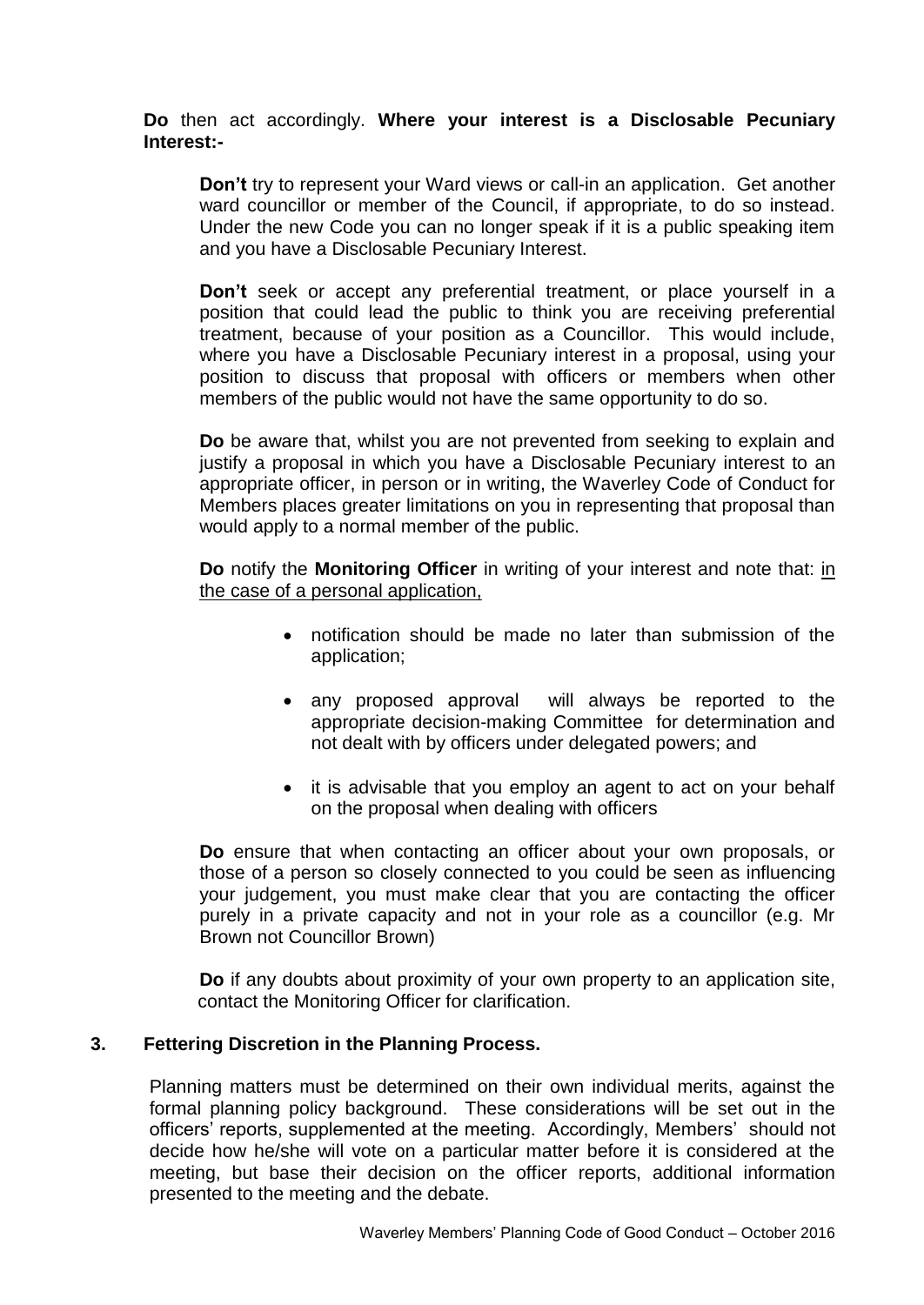**Do** then act accordingly. **Where your interest is a Disclosable Pecuniary Interest:-**

**Don't** try to represent your Ward views or call-in an application. Get another ward councillor or member of the Council, if appropriate, to do so instead. Under the new Code you can no longer speak if it is a public speaking item and you have a Disclosable Pecuniary Interest.

**Don't** seek or accept any preferential treatment, or place yourself in a position that could lead the public to think you are receiving preferential treatment, because of your position as a Councillor. This would include, where you have a Disclosable Pecuniary interest in a proposal, using your position to discuss that proposal with officers or members when other members of the public would not have the same opportunity to do so.

**Do** be aware that, whilst you are not prevented from seeking to explain and justify a proposal in which you have a Disclosable Pecuniary interest to an appropriate officer, in person or in writing, the Waverley Code of Conduct for Members places greater limitations on you in representing that proposal than would apply to a normal member of the public.

**Do** notify the **Monitoring Officer** in writing of your interest and note that: <u>in the case of a personal application,</u>

- notification should be made no later than submission of the application;
- any proposed approval will always be reported to the appropriate decision-making Committee for determination and not dealt with by officers under delegated powers; and
- it is advisable that you employ an agent to act on your behalf on the proposal when dealing with officers

**Do** ensure that when contacting an officer about your own proposals, or those of a person so closely connected to you could be seen as influencing your judgement, you must make clear that you are contacting the officer purely in a private capacity and not in your role as a councillor (e.g. Mr Brown not Councillor Brown)

**Do** if any doubts about proximity of your own property to an application site, contact the Monitoring Officer for clarification.

## 3. Fettering Discretion in the Planning Process.

Planning matters must be determined on their own individual merits, against the formal planning policy background. These considerations will be set out in the officers' reports, supplemented at the meeting. Accordingly, Members' should not decide how he/she will vote on a particular matter before it is considered at the meeting, but base their decision on the officer reports, additional information presented to the meeting and the debate.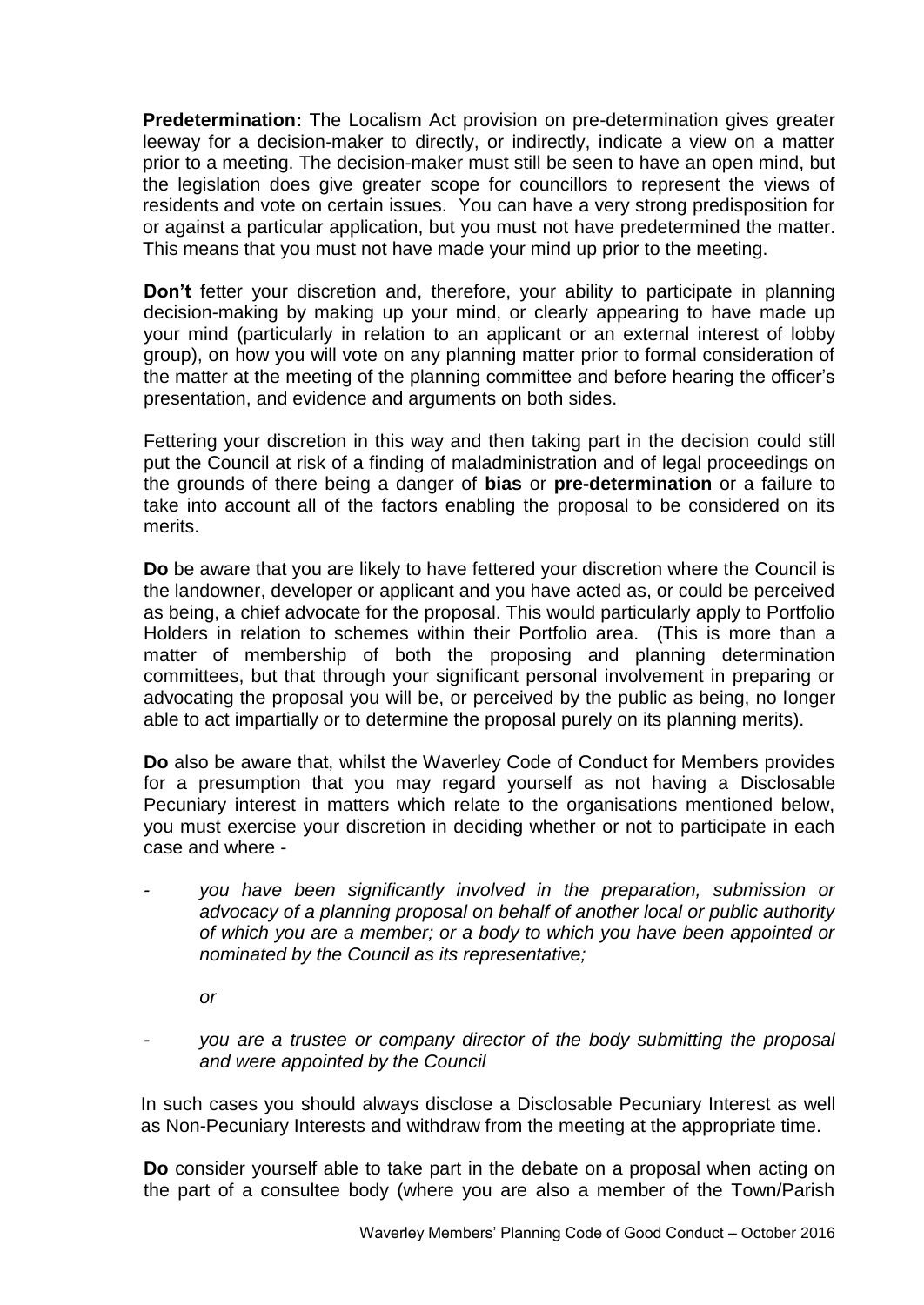**Predetermination:** The Localism Act provision on pre-determination gives greater leeway for a decision-maker to directly, or indirectly, indicate a view on a matter prior to a meeting. The decision-maker must still be seen to have an open mind, but the legislation does give greater scope for councillors to represent the views of residents and vote on certain issues. You can have a very strong predisposition for or against a particular application, but you must not have predetermined the matter. This means that you must not have made your mind up prior to the meeting.

**Don't** fetter your discretion and, therefore, your ability to participate in planning decision-making by making up your mind, or clearly appearing to have made up your mind (particularly in relation to an applicant or an external interest of lobby group), on how you will vote on any planning matter prior to formal consideration of the matter at the meeting of the planning committee and before hearing the officer's presentation, and evidence and arguments on both sides.

Fettering your discretion in this way and then taking part in the decision could still put the Council at risk of a finding of maladministration and of legal proceedings on the grounds of there being a danger of **bias** or **pre-determination** or a failure to take into account all of the factors enabling the proposal to be considered on its merits.

**Do** be aware that you are likely to have fettered your discretion where the Council is the landowner, developer or applicant and you have acted as, or could be perceived as being, a chief advocate for the proposal. This would particularly apply to Portfolio Holders in relation to schemes within their Portfolio area. (This is more than a matter of membership of both the proposing and planning determination committees, but that through your significant personal involvement in preparing or advocating the proposal you will be, or perceived by the public as being, no longer able to act impartially or to determine the proposal purely on its planning merits).

**Do** also be aware that, whilst the Waverley Code of Conduct for Members provides for a presumption that you may regard yourself as not having a Disclosable Pecuniary interest in matters which relate to the organisations mentioned below, you must exercise your discretion in deciding whether or not to participate in each case and where -

- *you have been significantly involved in the preparation, submission or advocacy of a planning proposal on behalf of another local or public authority of which you are a member; or a body to which you have been appointed or nominated by the Council as its representative;*

  *or*

- *you are a trustee or company director of the body submitting the proposal and were appointed by the Council*

In such cases you should always disclose a Disclosable Pecuniary Interest as well as Non-Pecuniary Interests and withdraw from the meeting at the appropriate time.

**Do** consider yourself able to take part in the debate on a proposal when acting on the part of a consultee body (where you are also a member of the Town/Parish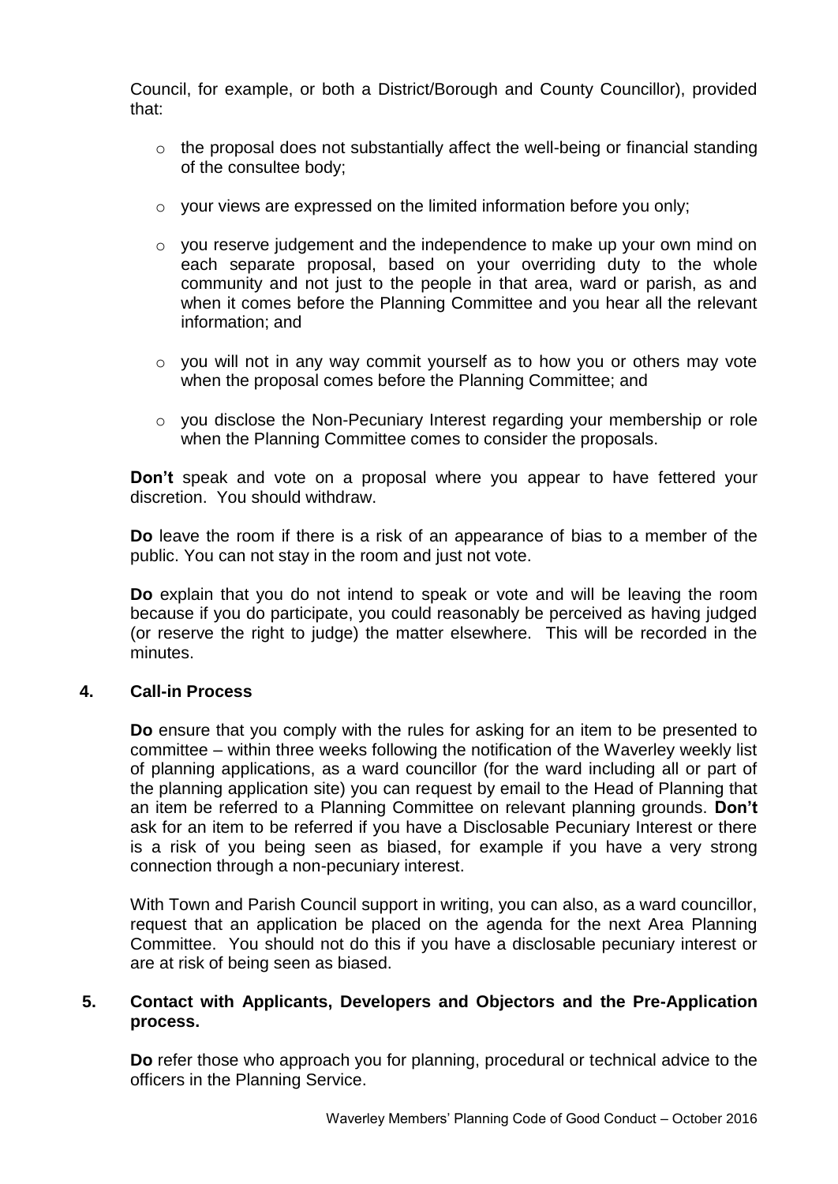Council, for example, or both a District/Borough and County Councillor), provided that:

- the proposal does not substantially affect the well-being or financial standing of the consultee body;
- your views are expressed on the limited information before you only;
- you reserve judgement and the independence to make up your own mind on each separate proposal, based on your overriding duty to the whole community and not just to the people in that area, ward or parish, as and when it comes before the Planning Committee and you hear all the relevant information; and
- you will not in any way commit yourself as to how you or others may vote when the proposal comes before the Planning Committee; and
- you disclose the Non-Pecuniary Interest regarding your membership or role when the Planning Committee comes to consider the proposals.

**Don't** speak and vote on a proposal where you appear to have fettered your discretion. You should withdraw.

**Do** leave the room if there is a risk of an appearance of bias to a member of the public. You can not stay in the room and just not vote.

**Do** explain that you do not intend to speak or vote and will be leaving the room because if you do participate, you could reasonably be perceived as having judged (or reserve the right to judge) the matter elsewhere. This will be recorded in the minutes.

## 4. Call-in Process

**Do** ensure that you comply with the rules for asking for an item to be presented to committee – within three weeks following the notification of the Waverley weekly list of planning applications, as a ward councillor (for the ward including all or part of the planning application site) you can request by email to the Head of Planning that an item be referred to a Planning Committee on relevant planning grounds. **Don't** ask for an item to be referred if you have a Disclosable Pecuniary Interest or there is a risk of you being seen as biased, for example if you have a very strong connection through a non-pecuniary interest.

With Town and Parish Council support in writing, you can also, as a ward councillor, request that an application be placed on the agenda for the next Area Planning Committee. You should not do this if you have a disclosable pecuniary interest or are at risk of being seen as biased.

## 5. Contact with Applicants, Developers and Objectors and the Pre-Application process.

**Do** refer those who approach you for planning, procedural or technical advice to the officers in the Planning Service.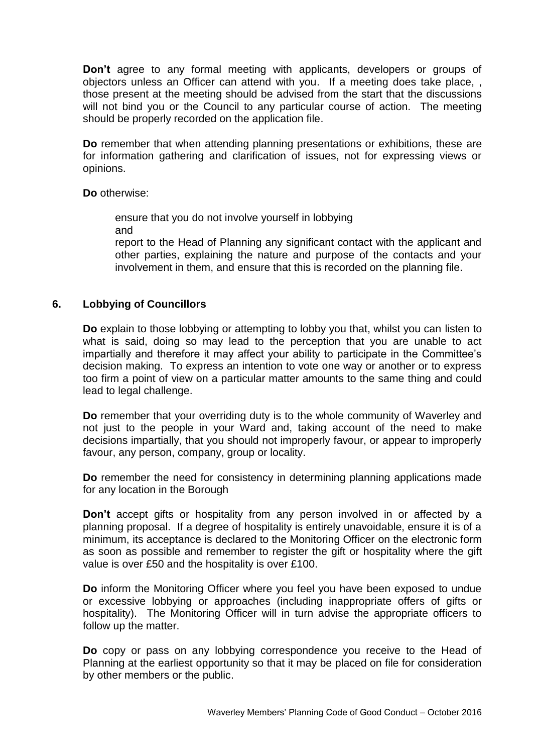**Don't** agree to any formal meeting with applicants, developers or groups of objectors unless an Officer can attend with you. If a meeting does take place, , those present at the meeting should be advised from the start that the discussions will not bind you or the Council to any particular course of action. The meeting should be properly recorded on the application file.

**Do** remember that when attending planning presentations or exhibitions, these are for information gathering and clarification of issues, not for expressing views or opinions.

**Do** otherwise:

ensure that you do not involve yourself in lobbying
and
report to the Head of Planning any significant contact with the applicant and other parties, explaining the nature and purpose of the contacts and your involvement in them, and ensure that this is recorded on the planning file.

## 6. Lobbying of Councillors

**Do** explain to those lobbying or attempting to lobby you that, whilst you can listen to what is said, doing so may lead to the perception that you are unable to act impartially and therefore it may affect your ability to participate in the Committee's decision making. To express an intention to vote one way or another or to express too firm a point of view on a particular matter amounts to the same thing and could lead to legal challenge.

**Do** remember that your overriding duty is to the whole community of Waverley and not just to the people in your Ward and, taking account of the need to make decisions impartially, that you should not improperly favour, or appear to improperly favour, any person, company, group or locality.

**Do** remember the need for consistency in determining planning applications made for any location in the Borough

**Don't** accept gifts or hospitality from any person involved in or affected by a planning proposal. If a degree of hospitality is entirely unavoidable, ensure it is of a minimum, its acceptance is declared to the Monitoring Officer on the electronic form as soon as possible and remember to register the gift or hospitality where the gift value is over £50 and the hospitality is over £100.

**Do** inform the Monitoring Officer where you feel you have been exposed to undue or excessive lobbying or approaches (including inappropriate offers of gifts or hospitality). The Monitoring Officer will in turn advise the appropriate officers to follow up the matter.

**Do** copy or pass on any lobbying correspondence you receive to the Head of Planning at the earliest opportunity so that it may be placed on file for consideration by other members or the public.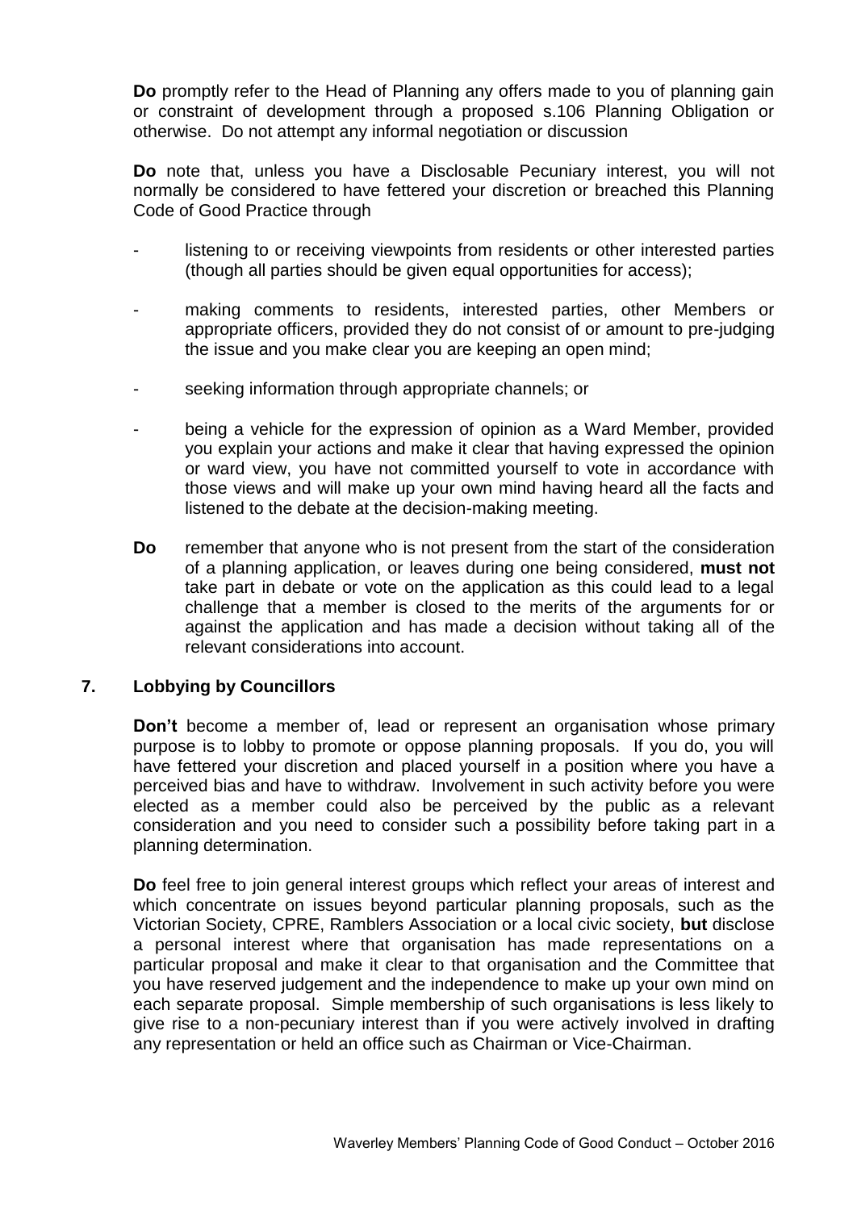**Do** promptly refer to the Head of Planning any offers made to you of planning gain or constraint of development through a proposed s.106 Planning Obligation or otherwise. Do not attempt any informal negotiation or discussion

**Do** note that, unless you have a Disclosable Pecuniary interest, you will not normally be considered to have fettered your discretion or breached this Planning Code of Good Practice through

- listening to or receiving viewpoints from residents or other interested parties (though all parties should be given equal opportunities for access);
- making comments to residents, interested parties, other Members or appropriate officers, provided they do not consist of or amount to pre-judging the issue and you make clear you are keeping an open mind;
- seeking information through appropriate channels; or
- being a vehicle for the expression of opinion as a Ward Member, provided you explain your actions and make it clear that having expressed the opinion or ward view, you have not committed yourself to vote in accordance with those views and will make up your own mind having heard all the facts and listened to the debate at the decision-making meeting.

**Do** remember that anyone who is not present from the start of the consideration of a planning application, or leaves during one being considered, **must not** take part in debate or vote on the application as this could lead to a legal challenge that a member is closed to the merits of the arguments for or against the application and has made a decision without taking all of the relevant considerations into account.

## 7. Lobbying by Councillors

**Don't** become a member of, lead or represent an organisation whose primary purpose is to lobby to promote or oppose planning proposals. If you do, you will have fettered your discretion and placed yourself in a position where you have a perceived bias and have to withdraw. Involvement in such activity before you were elected as a member could also be perceived by the public as a relevant consideration and you need to consider such a possibility before taking part in a planning determination.

**Do** feel free to join general interest groups which reflect your areas of interest and which concentrate on issues beyond particular planning proposals, such as the Victorian Society, CPRE, Ramblers Association or a local civic society, **but** disclose a personal interest where that organisation has made representations on a particular proposal and make it clear to that organisation and the Committee that you have reserved judgement and the independence to make up your own mind on each separate proposal. Simple membership of such organisations is less likely to give rise to a non-pecuniary interest than if you were actively involved in drafting any representation or held an office such as Chairman or Vice-Chairman.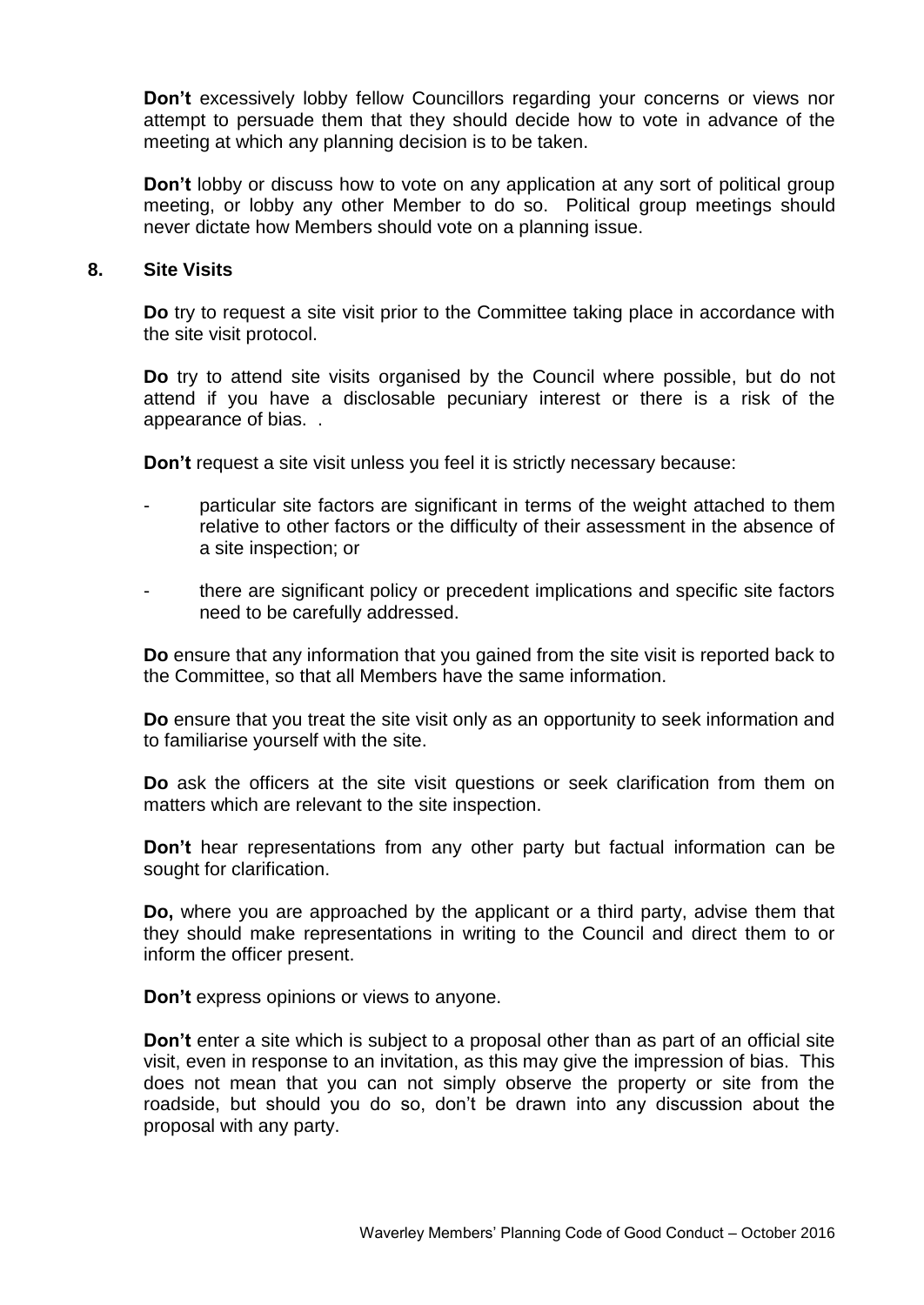**Don't** excessively lobby fellow Councillors regarding your concerns or views nor attempt to persuade them that they should decide how to vote in advance of the meeting at which any planning decision is to be taken.

**Don't** lobby or discuss how to vote on any application at any sort of political group meeting, or lobby any other Member to do so. Political group meetings should never dictate how Members should vote on a planning issue.

## 8. Site Visits

**Do** try to request a site visit prior to the Committee taking place in accordance with the site visit protocol.

**Do** try to attend site visits organised by the Council where possible, but do not attend if you have a disclosable pecuniary interest or there is a risk of the appearance of bias. .

**Don't** request a site visit unless you feel it is strictly necessary because:

- particular site factors are significant in terms of the weight attached to them relative to other factors or the difficulty of their assessment in the absence of a site inspection; or
- there are significant policy or precedent implications and specific site factors need to be carefully addressed.

**Do** ensure that any information that you gained from the site visit is reported back to the Committee, so that all Members have the same information.

**Do** ensure that you treat the site visit only as an opportunity to seek information and to familiarise yourself with the site.

**Do** ask the officers at the site visit questions or seek clarification from them on matters which are relevant to the site inspection.

**Don't** hear representations from any other party but factual information can be sought for clarification.

**Do,** where you are approached by the applicant or a third party, advise them that they should make representations in writing to the Council and direct them to or inform the officer present.

**Don't** express opinions or views to anyone.

**Don't** enter a site which is subject to a proposal other than as part of an official site visit, even in response to an invitation, as this may give the impression of bias. This does not mean that you can not simply observe the property or site from the roadside, but should you do so, don't be drawn into any discussion about the proposal with any party.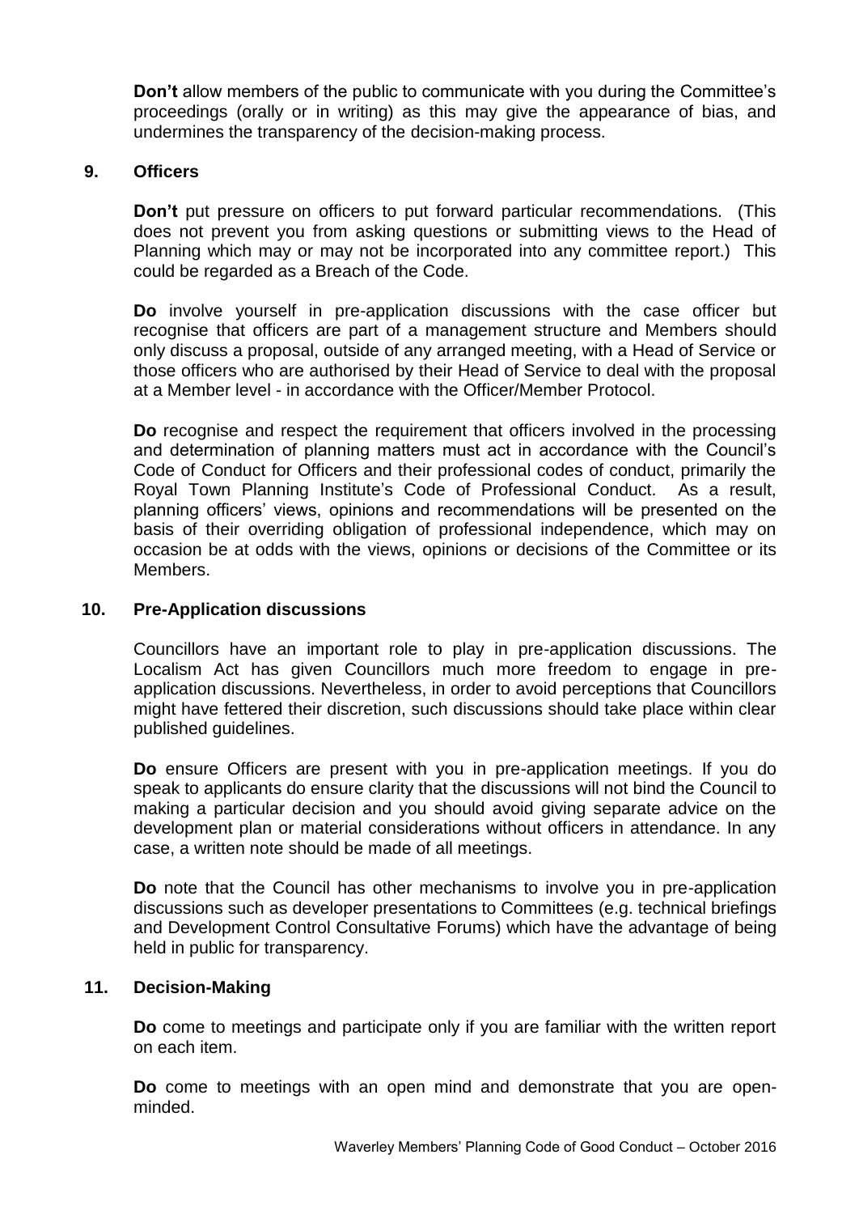**Don't** allow members of the public to communicate with you during the Committee's proceedings (orally or in writing) as this may give the appearance of bias, and undermines the transparency of the decision-making process.

## 9. Officers

**Don't** put pressure on officers to put forward particular recommendations. (This does not prevent you from asking questions or submitting views to the Head of Planning which may or may not be incorporated into any committee report.) This could be regarded as a Breach of the Code.

**Do** involve yourself in pre-application discussions with the case officer but recognise that officers are part of a management structure and Members should only discuss a proposal, outside of any arranged meeting, with a Head of Service or those officers who are authorised by their Head of Service to deal with the proposal at a Member level - in accordance with the Officer/Member Protocol.

**Do** recognise and respect the requirement that officers involved in the processing and determination of planning matters must act in accordance with the Council's Code of Conduct for Officers and their professional codes of conduct, primarily the Royal Town Planning Institute's Code of Professional Conduct. As a result, planning officers' views, opinions and recommendations will be presented on the basis of their overriding obligation of professional independence, which may on occasion be at odds with the views, opinions or decisions of the Committee or its Members.

## 10. Pre-Application discussions

Councillors have an important role to play in pre-application discussions. The Localism Act has given Councillors much more freedom to engage in pre-application discussions. Nevertheless, in order to avoid perceptions that Councillors might have fettered their discretion, such discussions should take place within clear published guidelines.

**Do** ensure Officers are present with you in pre-application meetings. If you do speak to applicants do ensure clarity that the discussions will not bind the Council to making a particular decision and you should avoid giving separate advice on the development plan or material considerations without officers in attendance. In any case, a written note should be made of all meetings.

**Do** note that the Council has other mechanisms to involve you in pre-application discussions such as developer presentations to Committees (e.g. technical briefings and Development Control Consultative Forums) which have the advantage of being held in public for transparency.

## 11. Decision-Making

**Do** come to meetings and participate only if you are familiar with the written report on each item.

**Do** come to meetings with an open mind and demonstrate that you are open-minded.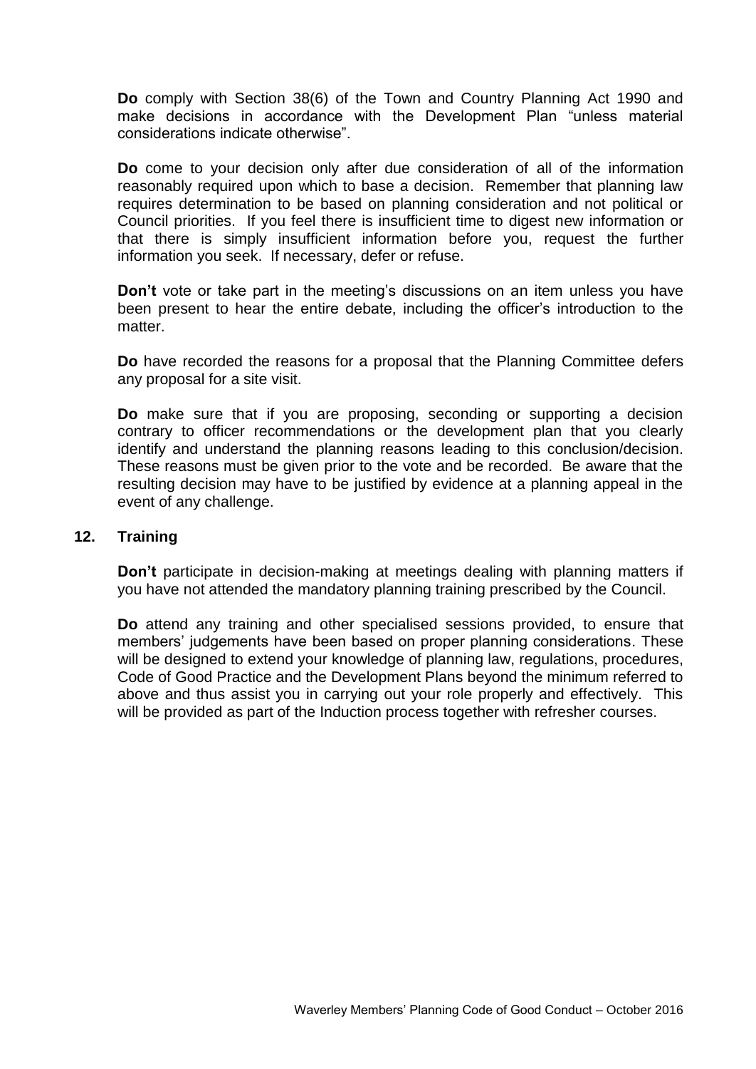**Do** comply with Section 38(6) of the Town and Country Planning Act 1990 and make decisions in accordance with the Development Plan "unless material considerations indicate otherwise".

**Do** come to your decision only after due consideration of all of the information reasonably required upon which to base a decision. Remember that planning law requires determination to be based on planning consideration and not political or Council priorities. If you feel there is insufficient time to digest new information or that there is simply insufficient information before you, request the further information you seek. If necessary, defer or refuse.

**Don't** vote or take part in the meeting's discussions on an item unless you have been present to hear the entire debate, including the officer's introduction to the matter.

**Do** have recorded the reasons for a proposal that the Planning Committee defers any proposal for a site visit.

**Do** make sure that if you are proposing, seconding or supporting a decision contrary to officer recommendations or the development plan that you clearly identify and understand the planning reasons leading to this conclusion/decision. These reasons must be given prior to the vote and be recorded. Be aware that the resulting decision may have to be justified by evidence at a planning appeal in the event of any challenge.

## 12. Training

**Don't** participate in decision-making at meetings dealing with planning matters if you have not attended the mandatory planning training prescribed by the Council.

**Do** attend any training and other specialised sessions provided, to ensure that members' judgements have been based on proper planning considerations. These will be designed to extend your knowledge of planning law, regulations, procedures, Code of Good Practice and the Development Plans beyond the minimum referred to above and thus assist you in carrying out your role properly and effectively. This will be provided as part of the Induction process together with refresher courses.